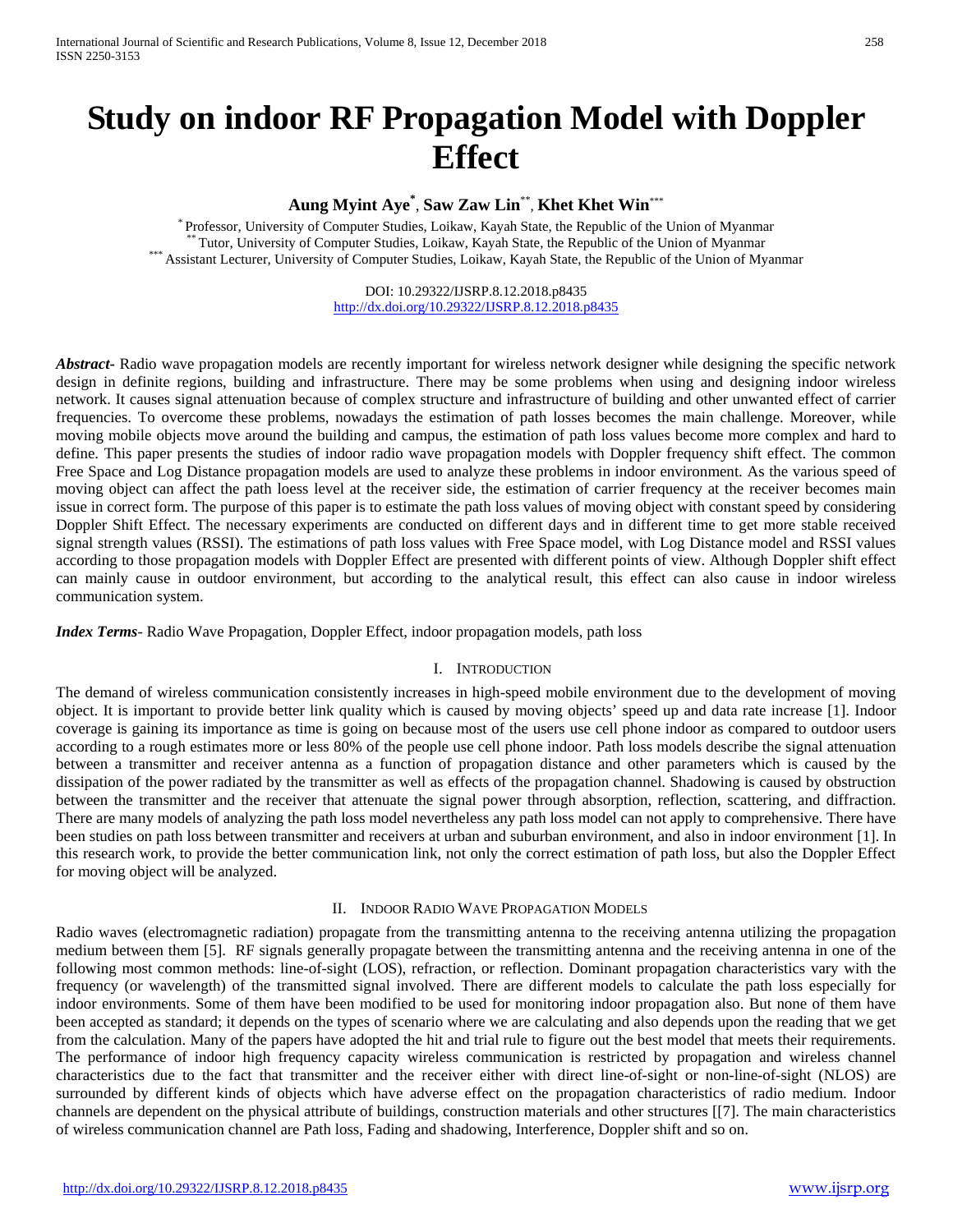# Study on indoor RF Propagation Model with Doppler Effect

**Aung Myint Aye***, **Saw Zaw Lin****, **Khet Khet Win*****

* Professor, University of Computer Studies, Loikaw, Kayah State, the Republic of the Union of Myanmar
** Tutor, University of Computer Studies, Loikaw, Kayah State, the Republic of the Union of Myanmar
*** Assistant Lecturer, University of Computer Studies, Loikaw, Kayah State, the Republic of the Union of Myanmar

DOI: 10.29322/IJSRP.8.12.2018.p8435
http://dx.doi.org/10.29322/IJSRP.8.12.2018.p8435

***Abstract-*** Radio wave propagation models are recently important for wireless network designer while designing the specific network design in definite regions, building and infrastructure. There may be some problems when using and designing indoor wireless network. It causes signal attenuation because of complex structure and infrastructure of building and other unwanted effect of carrier frequencies. To overcome these problems, nowadays the estimation of path losses becomes the main challenge. Moreover, while moving mobile objects move around the building and campus, the estimation of path loss values become more complex and hard to define. This paper presents the studies of indoor radio wave propagation models with Doppler frequency shift effect. The common Free Space and Log Distance propagation models are used to analyze these problems in indoor environment. As the various speed of moving object can affect the path loess level at the receiver side, the estimation of carrier frequency at the receiver becomes main issue in correct form. The purpose of this paper is to estimate the path loss values of moving object with constant speed by considering Doppler Shift Effect. The necessary experiments are conducted on different days and in different time to get more stable received signal strength values (RSSI). The estimations of path loss values with Free Space model, with Log Distance model and RSSI values according to those propagation models with Doppler Effect are presented with different points of view. Although Doppler shift effect can mainly cause in outdoor environment, but according to the analytical result, this effect can also cause in indoor wireless communication system.

***Index Terms-*** Radio Wave Propagation, Doppler Effect, indoor propagation models, path loss

## I. Introduction

The demand of wireless communication consistently increases in high-speed mobile environment due to the development of moving object. It is important to provide better link quality which is caused by moving objects' speed up and data rate increase [1]. Indoor coverage is gaining its importance as time is going on because most of the users use cell phone indoor as compared to outdoor users according to a rough estimates more or less 80% of the people use cell phone indoor. Path loss models describe the signal attenuation between a transmitter and receiver antenna as a function of propagation distance and other parameters which is caused by the dissipation of the power radiated by the transmitter as well as effects of the propagation channel. Shadowing is caused by obstruction between the transmitter and the receiver that attenuate the signal power through absorption, reflection, scattering, and diffraction. There are many models of analyzing the path loss model nevertheless any path loss model can not apply to comprehensive. There have been studies on path loss between transmitter and receivers at urban and suburban environment, and also in indoor environment [1]. In this research work, to provide the better communication link, not only the correct estimation of path loss, but also the Doppler Effect for moving object will be analyzed.

## II. Indoor Radio Wave Propagation Models

Radio waves (electromagnetic radiation) propagate from the transmitting antenna to the receiving antenna utilizing the propagation medium between them [5]. RF signals generally propagate between the transmitting antenna and the receiving antenna in one of the following most common methods: line-of-sight (LOS), refraction, or reflection. Dominant propagation characteristics vary with the frequency (or wavelength) of the transmitted signal involved. There are different models to calculate the path loss especially for indoor environments. Some of them have been modified to be used for monitoring indoor propagation also. But none of them have been accepted as standard; it depends on the types of scenario where we are calculating and also depends upon the reading that we get from the calculation. Many of the papers have adopted the hit and trial rule to figure out the best model that meets their requirements. The performance of indoor high frequency capacity wireless communication is restricted by propagation and wireless channel characteristics due to the fact that transmitter and the receiver either with direct line-of-sight or non-line-of-sight (NLOS) are surrounded by different kinds of objects which have adverse effect on the propagation characteristics of radio medium. Indoor channels are dependent on the physical attribute of buildings, construction materials and other structures [[7]. The main characteristics of wireless communication channel are Path loss, Fading and shadowing, Interference, Doppler shift and so on.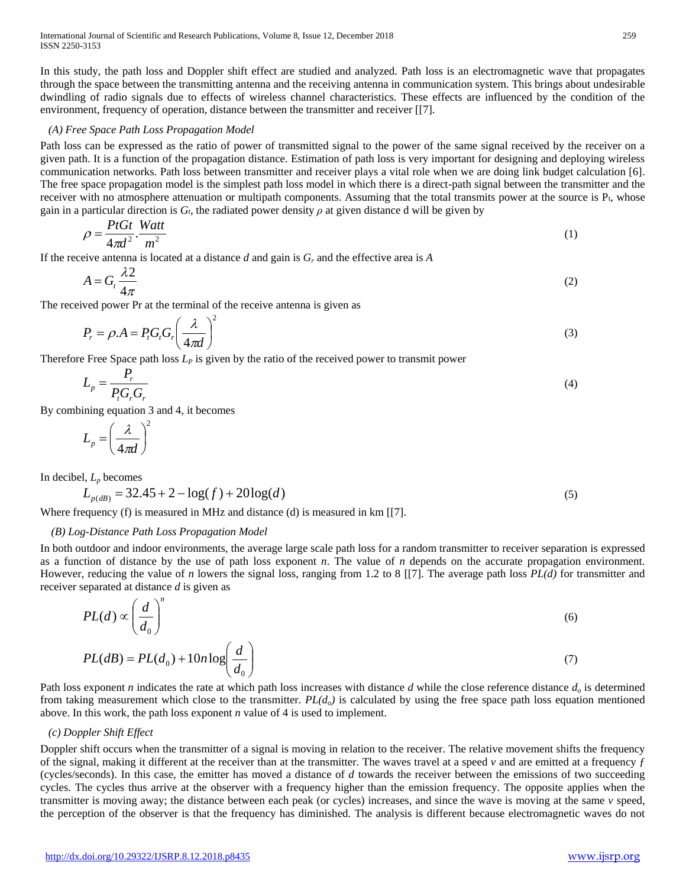In this study, the path loss and Doppler shift effect are studied and analyzed. Path loss is an electromagnetic wave that propagates through the space between the transmitting antenna and the receiving antenna in communication system. This brings about undesirable dwindling of radio signals due to effects of wireless channel characteristics. These effects are influenced by the condition of the environment, frequency of operation, distance between the transmitter and receiver [[7].

### (A) Free Space Path Loss Propagation Model

Path loss can be expressed as the ratio of power of transmitted signal to the power of the same signal received by the receiver on a given path. It is a function of the propagation distance. Estimation of path loss is very important for designing and deploying wireless communication networks. Path loss between transmitter and receiver plays a vital role when we are doing link budget calculation [6]. The free space propagation model is the simplest path loss model in which there is a direct-path signal between the transmitter and the receiver with no atmosphere attenuation or multipath components. Assuming that the total transmits power at the source is $P_t$, whose gain in a particular direction is $G_t$, the radiated power density $\rho$ at given distance d will be given by

$$\rho = \frac{PtGt}{4\pi d^2}.\frac{Watt}{m^2} \tag{1}$$

If the receive antenna is located at a distance $d$ and gain is $G_r$ and the effective area is $A$

$$A = G_t \frac{\lambda 2}{4\pi} \tag{2}$$

The received power Pr at the terminal of the receive antenna is given as

$$P_r = \rho . A = P_t G_t G_r \left(\frac{\lambda}{4\pi d}\right)^2 \tag{3}$$

Therefore Free Space path loss $L_P$ is given by the ratio of the received power to transmit power

$$L_p = \frac{P_r}{P_t G_r G_r} \tag{4}$$

By combining equation 3 and 4, it becomes

$$L_p = \left(\frac{\lambda}{4\pi d}\right)^2$$

In decibel, $L_p$ becomes

$$L_{p(dB)} = 32.45 + 2 - \log(f) + 20\log(d) \tag{5}$$

Where frequency (f) is measured in MHz and distance (d) is measured in km [[7].

### (B) Log-Distance Path Loss Propagation Model

In both outdoor and indoor environments, the average large scale path loss for a random transmitter to receiver separation is expressed as a function of distance by the use of path loss exponent $n$. The value of $n$ depends on the accurate propagation environment. However, reducing the value of $n$ lowers the signal loss, ranging from 1.2 to 8 [[7]. The average path loss $PL(d)$ for transmitter and receiver separated at distance $d$ is given as

$$PL(d) \propto \left(\frac{d}{d_0}\right)^n \tag{6}$$

$$PL(dB) = PL(d_0) + 10n\log\left(\frac{d}{d_0}\right) \tag{7}$$

Path loss exponent $n$ indicates the rate at which path loss increases with distance $d$ while the close reference distance $d_o$ is determined from taking measurement which close to the transmitter. $PL(d_o)$ is calculated by using the free space path loss equation mentioned above. In this work, the path loss exponent $n$ value of 4 is used to implement.

### (c) Doppler Shift Effect

Doppler shift occurs when the transmitter of a signal is moving in relation to the receiver. The relative movement shifts the frequency of the signal, making it different at the receiver than at the transmitter. The waves travel at a speed $v$ and are emitted at a frequency $f$ (cycles/seconds). In this case, the emitter has moved a distance of $d$ towards the receiver between the emissions of two succeeding cycles. The cycles thus arrive at the observer with a frequency higher than the emission frequency. The opposite applies when the transmitter is moving away; the distance between each peak (or cycles) increases, and since the wave is moving at the same $v$ speed, the perception of the observer is that the frequency has diminished. The analysis is different because electromagnetic waves do not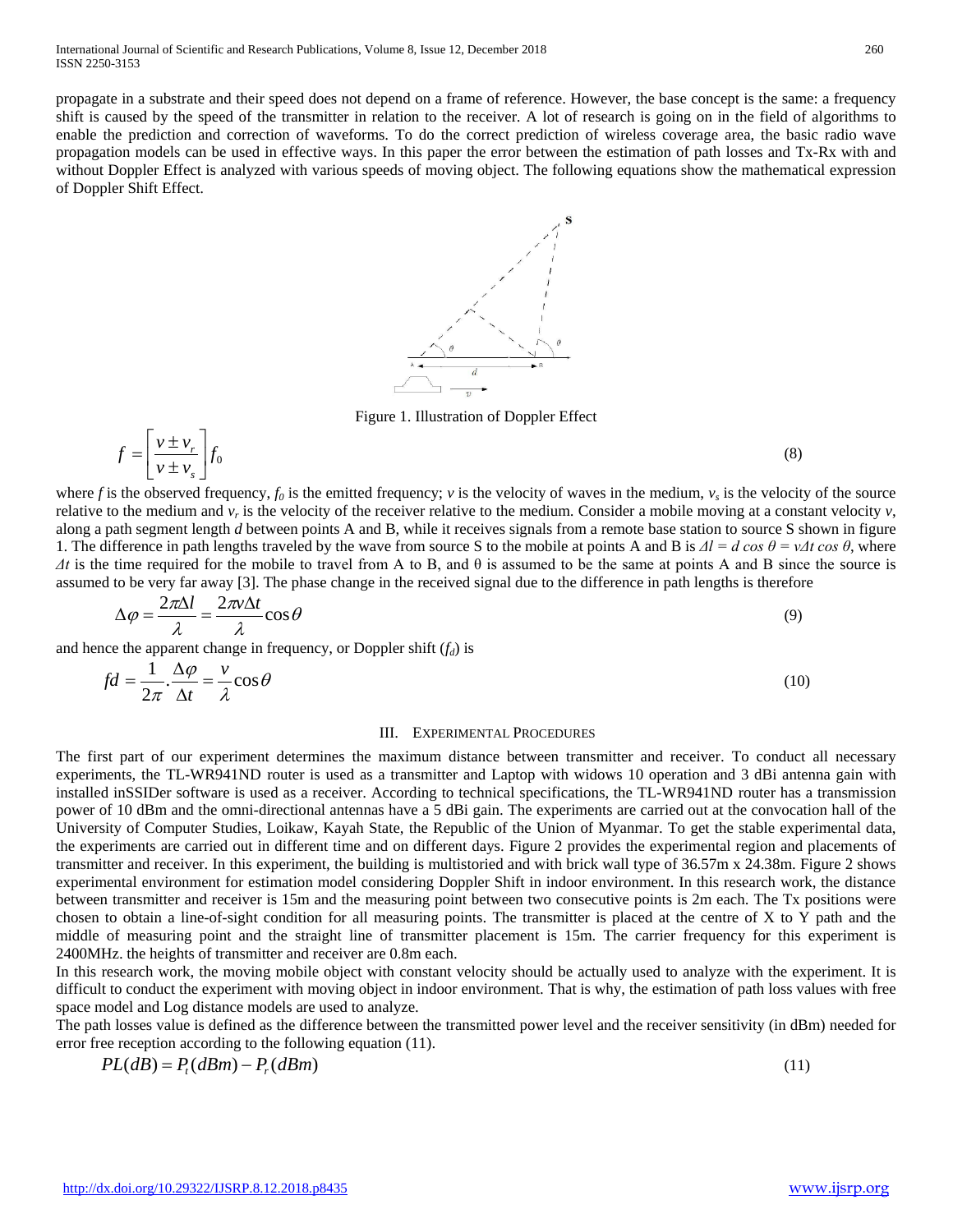propagate in a substrate and their speed does not depend on a frame of reference. However, the base concept is the same: a frequency shift is caused by the speed of the transmitter in relation to the receiver. A lot of research is going on in the field of algorithms to enable the prediction and correction of waveforms. To do the correct prediction of wireless coverage area, the basic radio wave propagation models can be used in effective ways. In this paper the error between the estimation of path losses and Tx-Rx with and without Doppler Effect is analyzed with various speeds of moving object. The following equations show the mathematical expression of Doppler Shift Effect.

Figure 1. Illustration of Doppler Effect

$$f = \left[\frac{v \pm v_r}{v \pm v_s}\right] f_0 \tag{8}$$

where $f$ is the observed frequency, $f_0$ is the emitted frequency; $v$ is the velocity of waves in the medium, $v_s$ is the velocity of the source relative to the medium and $v_r$ is the velocity of the receiver relative to the medium. Consider a mobile moving at a constant velocity $v$, along a path segment length $d$ between points A and B, while it receives signals from a remote base station to source S shown in figure 1. The difference in path lengths traveled by the wave from source S to the mobile at points A and B is $\Delta l = d \cos\theta = v\Delta t \cos\theta$, where $\Delta t$ is the time required for the mobile to travel from A to B, and θ is assumed to be the same at points A and B since the source is assumed to be very far away [3]. The phase change in the received signal due to the difference in path lengths is therefore

$$\Delta\varphi = \frac{2\pi\Delta l}{\lambda} = \frac{2\pi v \Delta t}{\lambda}\cos\theta \tag{9}$$

and hence the apparent change in frequency, or Doppler shift ($f_d$) is

$$fd = \frac{1}{2\pi}.\frac{\Delta\varphi}{\Delta t} = \frac{v}{\lambda}\cos\theta \tag{10}$$

## III. Experimental Procedures

The first part of our experiment determines the maximum distance between transmitter and receiver. To conduct all necessary experiments, the TL-WR941ND router is used as a transmitter and Laptop with widows 10 operation and 3 dBi antenna gain with installed inSSIDer software is used as a receiver. According to technical specifications, the TL-WR941ND router has a transmission power of 10 dBm and the omni-directional antennas have a 5 dBi gain. The experiments are carried out at the convocation hall of the University of Computer Studies, Loikaw, Kayah State, the Republic of the Union of Myanmar. To get the stable experimental data, the experiments are carried out in different time and on different days. Figure 2 provides the experimental region and placements of transmitter and receiver. In this experiment, the building is multistoried and with brick wall type of 36.57m x 24.38m. Figure 2 shows experimental environment for estimation model considering Doppler Shift in indoor environment. In this research work, the distance between transmitter and receiver is 15m and the measuring point between two consecutive points is 2m each. The Tx positions were chosen to obtain a line-of-sight condition for all measuring points. The transmitter is placed at the centre of X to Y path and the middle of measuring point and the straight line of transmitter placement is 15m. The carrier frequency for this experiment is 2400MHz. the heights of transmitter and receiver are 0.8m each.

In this research work, the moving mobile object with constant velocity should be actually used to analyze with the experiment. It is difficult to conduct the experiment with moving object in indoor environment. That is why, the estimation of path loss values with free space model and Log distance models are used to analyze.

The path losses value is defined as the difference between the transmitted power level and the receiver sensitivity (in dBm) needed for error free reception according to the following equation (11).

$$PL(dB) = P_t(dBm) - P_r(dBm) \tag{11}$$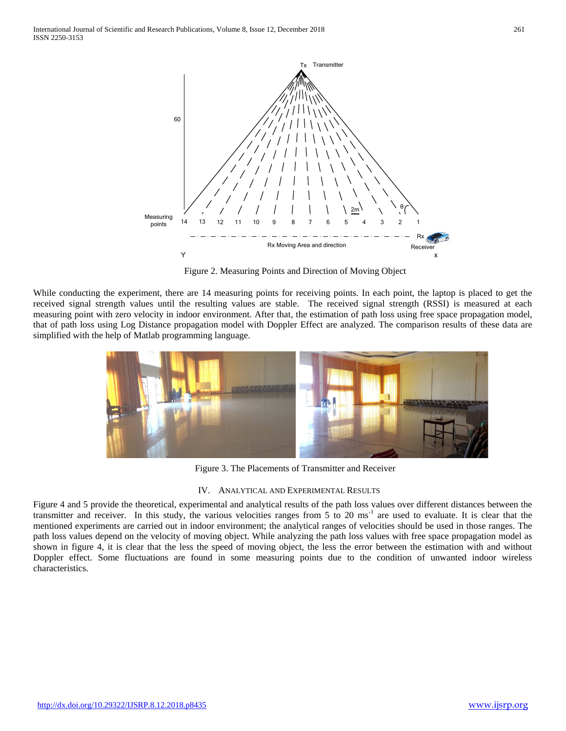Figure 2. Measuring Points and Direction of Moving Object

While conducting the experiment, there are 14 measuring points for receiving points. In each point, the laptop is placed to get the received signal strength values until the resulting values are stable. The received signal strength (RSSI) is measured at each measuring point with zero velocity in indoor environment. After that, the estimation of path loss using free space propagation model, that of path loss using Log Distance propagation model with Doppler Effect are analyzed. The comparison results of these data are simplified with the help of Matlab programming language.

Figure 3. The Placements of Transmitter and Receiver

## IV. Analytical and Experimental Results

Figure 4 and 5 provide the theoretical, experimental and analytical results of the path loss values over different distances between the transmitter and receiver. In this study, the various velocities ranges from 5 to 20 $ms^{-1}$ are used to evaluate. It is clear that the mentioned experiments are carried out in indoor environment; the analytical ranges of velocities should be used in those ranges. The path loss values depend on the velocity of moving object. While analyzing the path loss values with free space propagation model as shown in figure 4, it is clear that the less the speed of moving object, the less the error between the estimation with and without Doppler effect. Some fluctuations are found in some measuring points due to the condition of unwanted indoor wireless characteristics.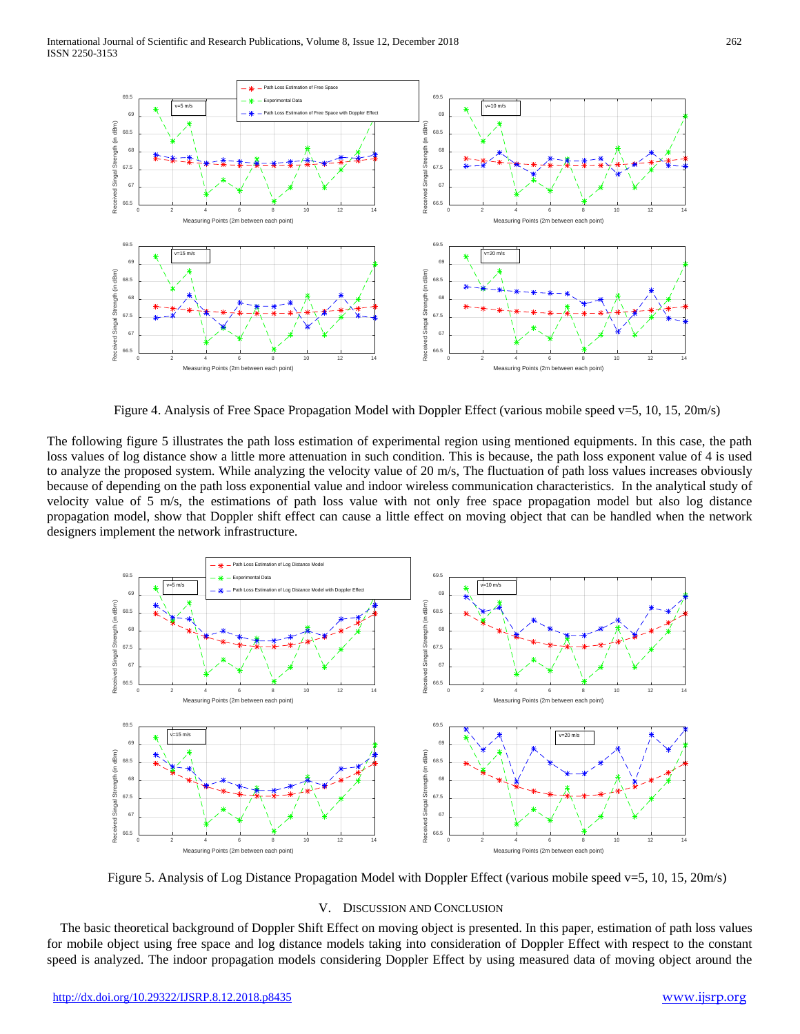Figure 4. Analysis of Free Space Propagation Model with Doppler Effect (various mobile speed v=5, 10, 15, 20m/s)

The following figure 5 illustrates the path loss estimation of experimental region using mentioned equipments. In this case, the path loss values of log distance show a little more attenuation in such condition. This is because, the path loss exponent value of 4 is used to analyze the proposed system. While analyzing the velocity value of 20 m/s, The fluctuation of path loss values increases obviously because of depending on the path loss exponential value and indoor wireless communication characteristics. In the analytical study of velocity value of 5 m/s, the estimations of path loss value with not only free space propagation model but also log distance propagation model, show that Doppler shift effect can cause a little effect on moving object that can be handled when the network designers implement the network infrastructure.

Figure 5. Analysis of Log Distance Propagation Model with Doppler Effect (various mobile speed v=5, 10, 15, 20m/s)

## V. Discussion and Conclusion

The basic theoretical background of Doppler Shift Effect on moving object is presented. In this paper, estimation of path loss values for mobile object using free space and log distance models taking into consideration of Doppler Effect with respect to the constant speed is analyzed. The indoor propagation models considering Doppler Effect by using measured data of moving object around the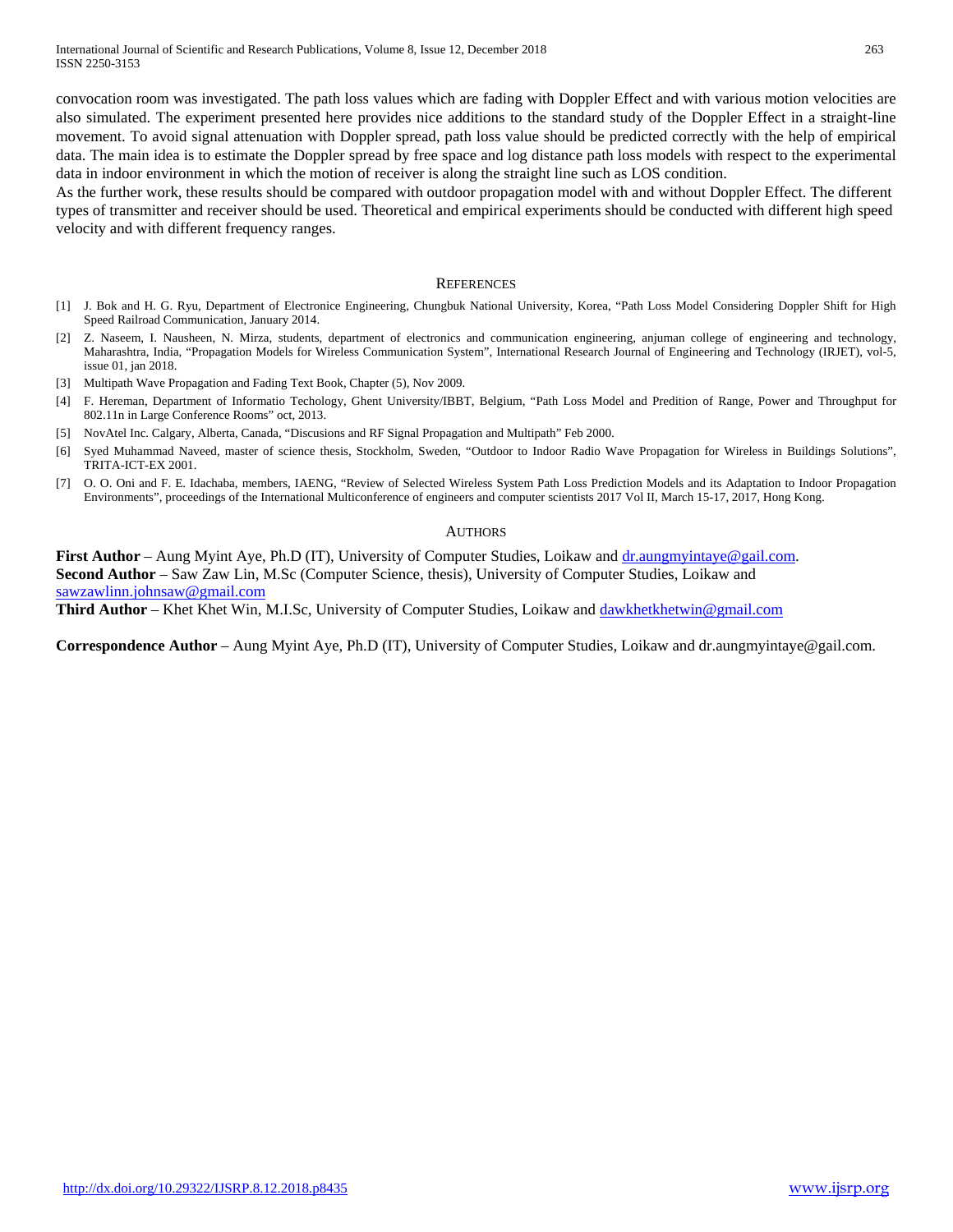convocation room was investigated. The path loss values which are fading with Doppler Effect and with various motion velocities are also simulated. The experiment presented here provides nice additions to the standard study of the Doppler Effect in a straight-line movement. To avoid signal attenuation with Doppler spread, path loss value should be predicted correctly with the help of empirical data. The main idea is to estimate the Doppler spread by free space and log distance path loss models with respect to the experimental data in indoor environment in which the motion of receiver is along the straight line such as LOS condition.

As the further work, these results should be compared with outdoor propagation model with and without Doppler Effect. The different types of transmitter and receiver should be used. Theoretical and empirical experiments should be conducted with different high speed velocity and with different frequency ranges.

## REFERENCES

[1] J. Bok and H. G. Ryu, Department of Electronice Engineering, Chungbuk National University, Korea, "Path Loss Model Considering Doppler Shift for High Speed Railroad Communication, January 2014.

[2] Z. Naseem, I. Nausheen, N. Mirza, students, department of electronics and communication engineering, anjuman college of engineering and technology, Maharashtra, India, "Propagation Models for Wireless Communication System", International Research Journal of Engineering and Technology (IRJET), vol-5, issue 01, jan 2018.

[3] Multipath Wave Propagation and Fading Text Book, Chapter (5), Nov 2009.

[4] F. Hereman, Department of Informatio Techology, Ghent University/IBBT, Belgium, "Path Loss Model and Predition of Range, Power and Throughput for 802.11n in Large Conference Rooms" oct, 2013.

[5] NovAtel Inc. Calgary, Alberta, Canada, "Discusions and RF Signal Propagation and Multipath" Feb 2000.

[6] Syed Muhammad Naveed, master of science thesis, Stockholm, Sweden, "Outdoor to Indoor Radio Wave Propagation for Wireless in Buildings Solutions", TRITA-ICT-EX 2001.

[7] O. O. Oni and F. E. Idachaba, members, IAENG, "Review of Selected Wireless System Path Loss Prediction Models and its Adaptation to Indoor Propagation Environments", proceedings of the International Multiconference of engineers and computer scientists 2017 Vol II, March 15-17, 2017, Hong Kong.

## AUTHORS

**First Author** – Aung Myint Aye, Ph.D (IT), University of Computer Studies, Loikaw and dr.aungmyintaye@gail.com.

**Second Author** – Saw Zaw Lin, M.Sc (Computer Science, thesis), University of Computer Studies, Loikaw and sawzawlinn.johnsaw@gmail.com

**Third Author** – Khet Khet Win, M.I.Sc, University of Computer Studies, Loikaw and dawkhetkhetwin@gmail.com

**Correspondence Author** – Aung Myint Aye, Ph.D (IT), University of Computer Studies, Loikaw and dr.aungmyintaye@gail.com.